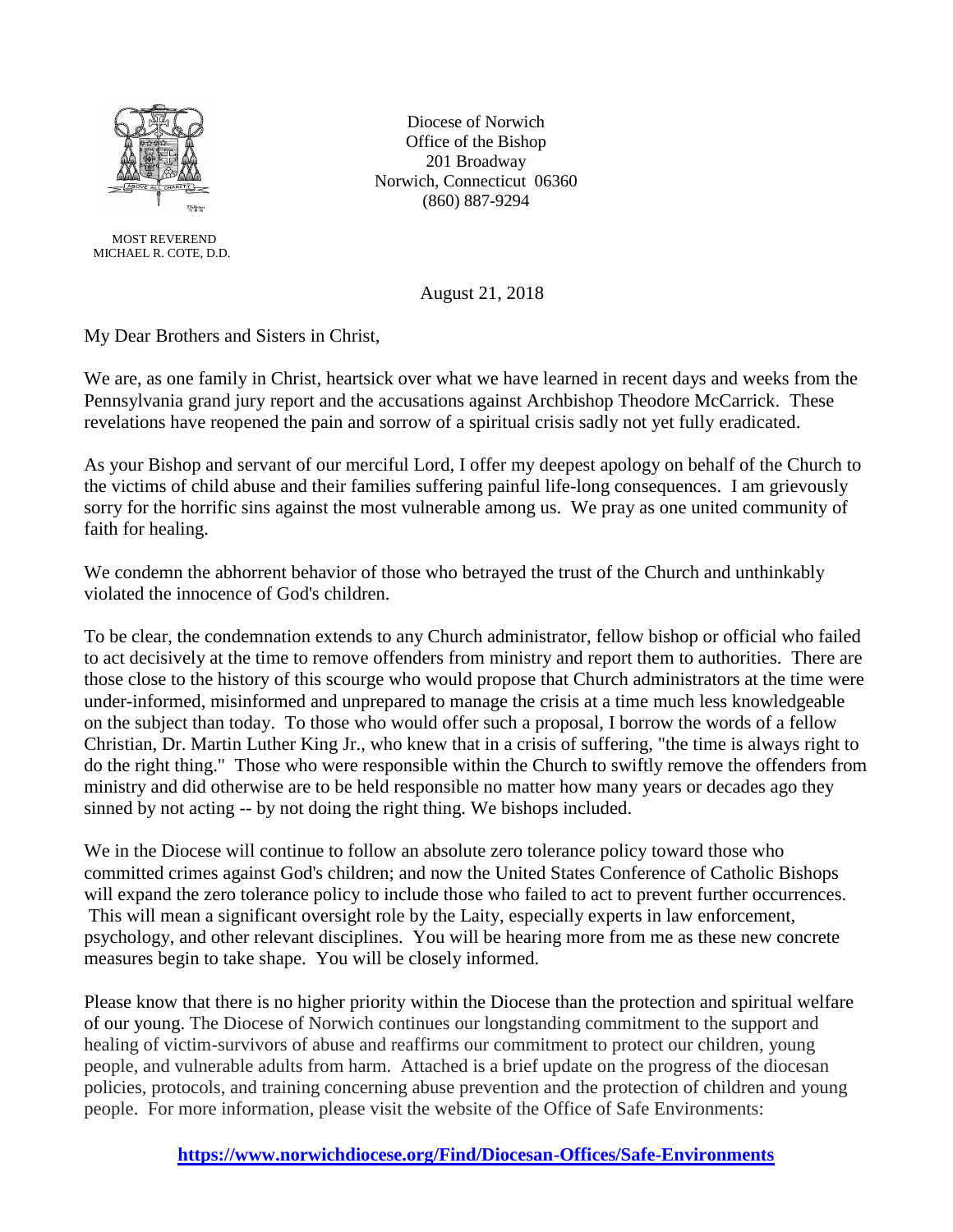Diocese of Norwich
Office of the Bishop
201 Broadway
Norwich, Connecticut 06360
(860) 887-9294

MOST REVEREND
MICHAEL R. COTE, D.D.

August 21, 2018

My Dear Brothers and Sisters in Christ,

We are, as one family in Christ, heartsick over what we have learned in recent days and weeks from the Pennsylvania grand jury report and the accusations against Archbishop Theodore McCarrick. These revelations have reopened the pain and sorrow of a spiritual crisis sadly not yet fully eradicated.

As your Bishop and servant of our merciful Lord, I offer my deepest apology on behalf of the Church to the victims of child abuse and their families suffering painful life-long consequences. I am grievously sorry for the horrific sins against the most vulnerable among us. We pray as one united community of faith for healing.

We condemn the abhorrent behavior of those who betrayed the trust of the Church and unthinkably violated the innocence of God's children.

To be clear, the condemnation extends to any Church administrator, fellow bishop or official who failed to act decisively at the time to remove offenders from ministry and report them to authorities. There are those close to the history of this scourge who would propose that Church administrators at the time were under-informed, misinformed and unprepared to manage the crisis at a time much less knowledgeable on the subject than today. To those who would offer such a proposal, I borrow the words of a fellow Christian, Dr. Martin Luther King Jr., who knew that in a crisis of suffering, "the time is always right to do the right thing." Those who were responsible within the Church to swiftly remove the offenders from ministry and did otherwise are to be held responsible no matter how many years or decades ago they sinned by not acting -- by not doing the right thing. We bishops included.

We in the Diocese will continue to follow an absolute zero tolerance policy toward those who committed crimes against God's children; and now the United States Conference of Catholic Bishops will expand the zero tolerance policy to include those who failed to act to prevent further occurrences. This will mean a significant oversight role by the Laity, especially experts in law enforcement, psychology, and other relevant disciplines. You will be hearing more from me as these new concrete measures begin to take shape. You will be closely informed.

Please know that there is no higher priority within the Diocese than the protection and spiritual welfare of our young. The Diocese of Norwich continues our longstanding commitment to the support and healing of victim-survivors of abuse and reaffirms our commitment to protect our children, young people, and vulnerable adults from harm. Attached is a brief update on the progress of the diocesan policies, protocols, and training concerning abuse prevention and the protection of children and young people. For more information, please visit the website of the Office of Safe Environments:

**https://www.norwichdiocese.org/Find/Diocesan-Offices/Safe-Environments**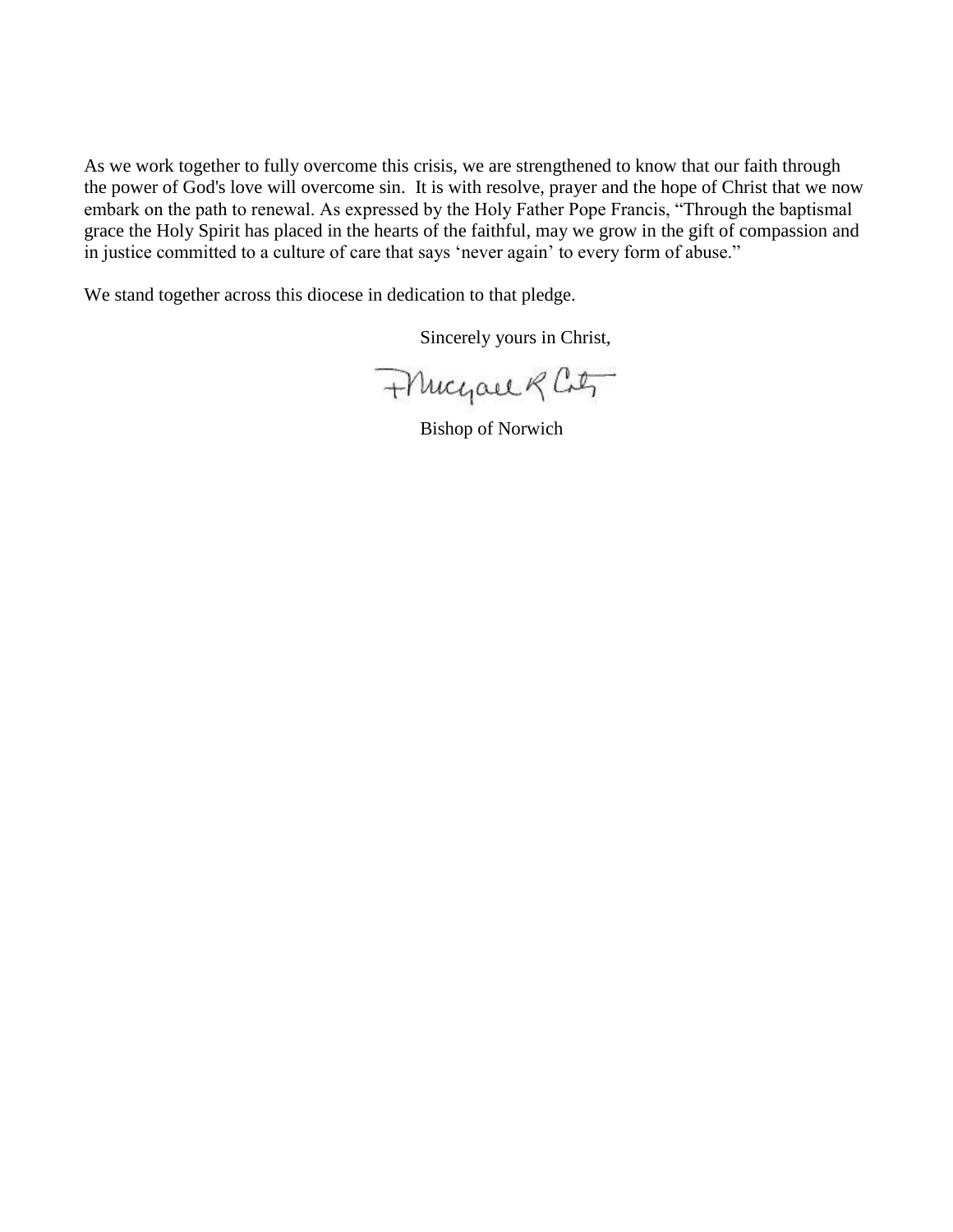As we work together to fully overcome this crisis, we are strengthened to know that our faith through the power of God's love will overcome sin. It is with resolve, prayer and the hope of Christ that we now embark on the path to renewal. As expressed by the Holy Father Pope Francis, "Through the baptismal grace the Holy Spirit has placed in the hearts of the faithful, may we grow in the gift of compassion and in justice committed to a culture of care that says 'never again' to every form of abuse."

We stand together across this diocese in dedication to that pledge.

Sincerely yours in Christ,

+Michael R Cote

Bishop of Norwich